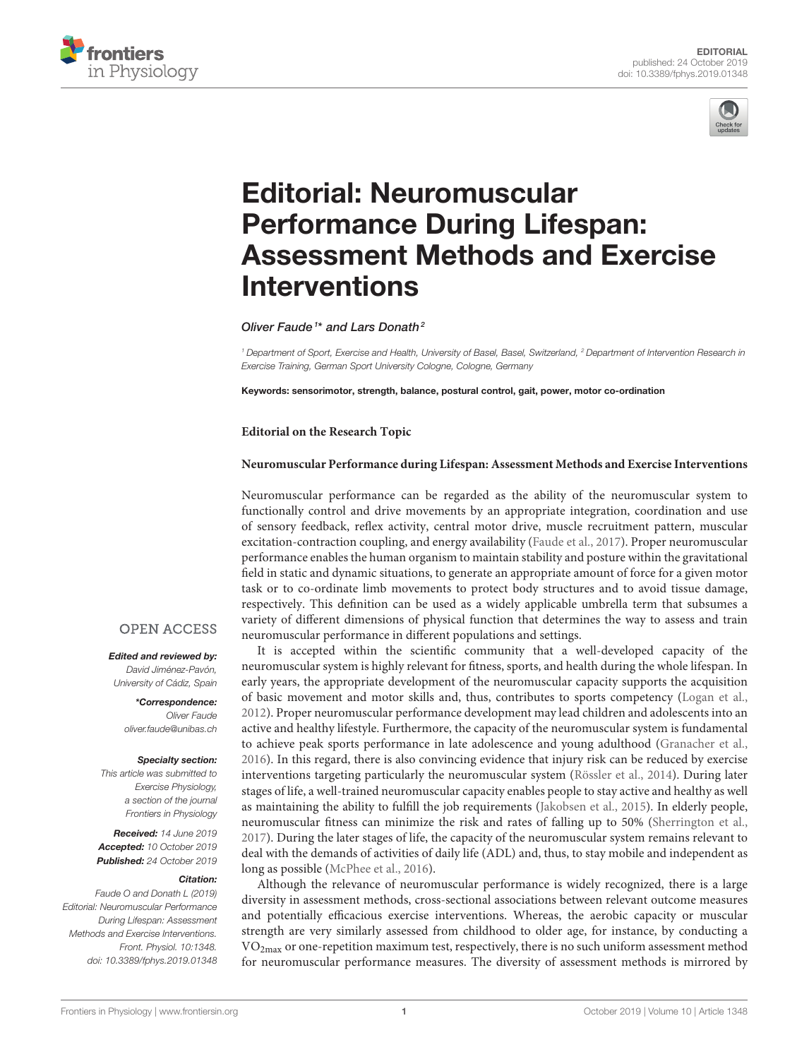EDITORIAL
published: 24 October 2019
doi: 10.3389/fphys.2019.01348

# Editorial: Neuromuscular Performance During Lifespan: Assessment Methods and Exercise Interventions

*Oliver Faude[1]\* and Lars Donath[2]*

[1] *Department of Sport, Exercise and Health, University of Basel, Basel, Switzerland,* [2] *Department of Intervention Research in Exercise Training, German Sport University Cologne, Cologne, Germany*

**Keywords: sensorimotor, strength, balance, postural control, gait, power, motor co-ordination**

OPEN ACCESS

***Edited and reviewed by:***
*David Jiménez-Pavón, University of Cádiz, Spain*

***\*Correspondence:***
*Oliver Faude*
*oliver.faude@unibas.ch*

***Specialty section:***
*This article was submitted to Exercise Physiology, a section of the journal Frontiers in Physiology*

***Received:*** *14 June 2019*
***Accepted:*** *10 October 2019*
***Published:*** *24 October 2019*

***Citation:***
*Faude O and Donath L (2019) Editorial: Neuromuscular Performance During Lifespan: Assessment Methods and Exercise Interventions. Front. Physiol. 10:1348. doi: 10.3389/fphys.2019.01348*

**Editorial on the Research Topic**

**Neuromuscular Performance during Lifespan: Assessment Methods and Exercise Interventions**

Neuromuscular performance can be regarded as the ability of the neuromuscular system to functionally control and drive movements by an appropriate integration, coordination and use of sensory feedback, reflex activity, central motor drive, muscle recruitment pattern, muscular excitation-contraction coupling, and energy availability (Faude et al., 2017). Proper neuromuscular performance enables the human organism to maintain stability and posture within the gravitational field in static and dynamic situations, to generate an appropriate amount of force for a given motor task or to co-ordinate limb movements to protect body structures and to avoid tissue damage, respectively. This definition can be used as a widely applicable umbrella term that subsumes a variety of different dimensions of physical function that determines the way to assess and train neuromuscular performance in different populations and settings.

It is accepted within the scientific community that a well-developed capacity of the neuromuscular system is highly relevant for fitness, sports, and health during the whole lifespan. In early years, the appropriate development of the neuromuscular capacity supports the acquisition of basic movement and motor skills and, thus, contributes to sports competency (Logan et al., 2012). Proper neuromuscular performance development may lead children and adolescents into an active and healthy lifestyle. Furthermore, the capacity of the neuromuscular system is fundamental to achieve peak sports performance in late adolescence and young adulthood (Granacher et al., 2016). In this regard, there is also convincing evidence that injury risk can be reduced by exercise interventions targeting particularly the neuromuscular system (Rössler et al., 2014). During later stages of life, a well-trained neuromuscular capacity enables people to stay active and healthy as well as maintaining the ability to fulfill the job requirements (Jakobsen et al., 2015). In elderly people, neuromuscular fitness can minimize the risk and rates of falling up to 50% (Sherrington et al., 2017). During the later stages of life, the capacity of the neuromuscular system remains relevant to deal with the demands of activities of daily life (ADL) and, thus, to stay mobile and independent as long as possible (McPhee et al., 2016).

Although the relevance of neuromuscular performance is widely recognized, there is a large diversity in assessment methods, cross-sectional associations between relevant outcome measures and potentially efficacious exercise interventions. Whereas, the aerobic capacity or muscular strength are very similarly assessed from childhood to older age, for instance, by conducting a $VO_{2max}$ or one-repetition maximum test, respectively, there is no such uniform assessment method for neuromuscular performance measures. The diversity of assessment methods is mirrored by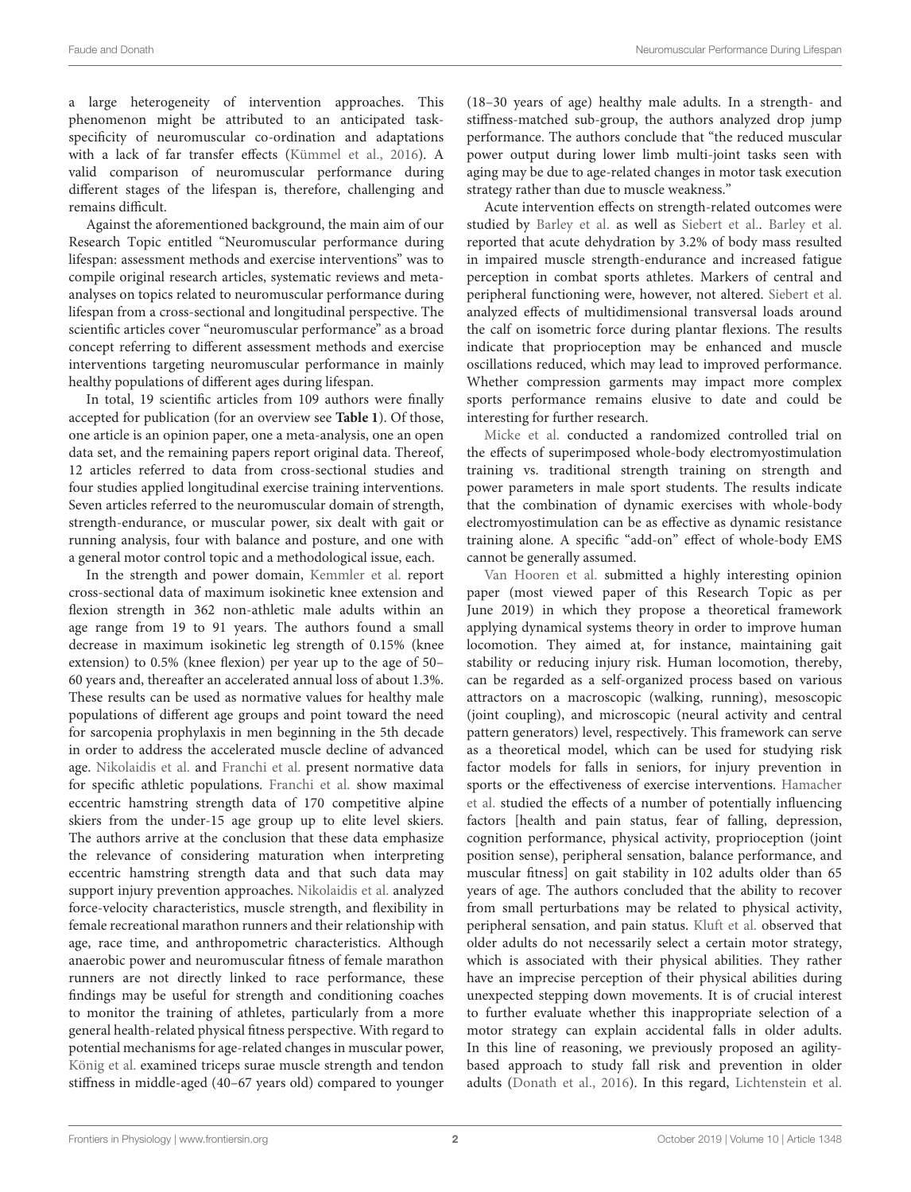a large heterogeneity of intervention approaches. This phenomenon might be attributed to an anticipated task-specificity of neuromuscular co-ordination and adaptations with a lack of far transfer effects (Kümmel et al., 2016). A valid comparison of neuromuscular performance during different stages of the lifespan is, therefore, challenging and remains difficult.

Against the aforementioned background, the main aim of our Research Topic entitled "Neuromuscular performance during lifespan: assessment methods and exercise interventions" was to compile original research articles, systematic reviews and meta-analyses on topics related to neuromuscular performance during lifespan from a cross-sectional and longitudinal perspective. The scientific articles cover "neuromuscular performance" as a broad concept referring to different assessment methods and exercise interventions targeting neuromuscular performance in mainly healthy populations of different ages during lifespan.

In total, 19 scientific articles from 109 authors were finally accepted for publication (for an overview see **Table 1**). Of those, one article is an opinion paper, one a meta-analysis, one an open data set, and the remaining papers report original data. Thereof, 12 articles referred to data from cross-sectional studies and four studies applied longitudinal exercise training interventions. Seven articles referred to the neuromuscular domain of strength, strength-endurance, or muscular power, six dealt with gait or running analysis, four with balance and posture, and one with a general motor control topic and a methodological issue, each.

In the strength and power domain, Kemmler et al. report cross-sectional data of maximum isokinetic knee extension and flexion strength in 362 non-athletic male adults within an age range from 19 to 91 years. The authors found a small decrease in maximum isokinetic leg strength of 0.15% (knee extension) to 0.5% (knee flexion) per year up to the age of 50–60 years and, thereafter an accelerated annual loss of about 1.3%. These results can be used as normative values for healthy male populations of different age groups and point toward the need for sarcopenia prophylaxis in men beginning in the 5th decade in order to address the accelerated muscle decline of advanced age. Nikolaidis et al. and Franchi et al. present normative data for specific athletic populations. Franchi et al. show maximal eccentric hamstring strength data of 170 competitive alpine skiers from the under-15 age group up to elite level skiers. The authors arrive at the conclusion that these data emphasize the relevance of considering maturation when interpreting eccentric hamstring strength data and that such data may support injury prevention approaches. Nikolaidis et al. analyzed force-velocity characteristics, muscle strength, and flexibility in female recreational marathon runners and their relationship with age, race time, and anthropometric characteristics. Although anaerobic power and neuromuscular fitness of female marathon runners are not directly linked to race performance, these findings may be useful for strength and conditioning coaches to monitor the training of athletes, particularly from a more general health-related physical fitness perspective. With regard to potential mechanisms for age-related changes in muscular power, König et al. examined triceps surae muscle strength and tendon stiffness in middle-aged (40–67 years old) compared to younger (18–30 years of age) healthy male adults. In a strength- and stiffness-matched sub-group, the authors analyzed drop jump performance. The authors conclude that "the reduced muscular power output during lower limb multi-joint tasks seen with aging may be due to age-related changes in motor task execution strategy rather than due to muscle weakness."

Acute intervention effects on strength-related outcomes were studied by Barley et al. as well as Siebert et al.. Barley et al. reported that acute dehydration by 3.2% of body mass resulted in impaired muscle strength-endurance and increased fatigue perception in combat sports athletes. Markers of central and peripheral functioning were, however, not altered. Siebert et al. analyzed effects of multidimensional transversal loads around the calf on isometric force during plantar flexions. The results indicate that proprioception may be enhanced and muscle oscillations reduced, which may lead to improved performance. Whether compression garments may impact more complex sports performance remains elusive to date and could be interesting for further research.

Micke et al. conducted a randomized controlled trial on the effects of superimposed whole-body electromyostimulation training vs. traditional strength training on strength and power parameters in male sport students. The results indicate that the combination of dynamic exercises with whole-body electromyostimulation can be as effective as dynamic resistance training alone. A specific "add-on" effect of whole-body EMS cannot be generally assumed.

Van Hooren et al. submitted a highly interesting opinion paper (most viewed paper of this Research Topic as per June 2019) in which they propose a theoretical framework applying dynamical systems theory in order to improve human locomotion. They aimed at, for instance, maintaining gait stability or reducing injury risk. Human locomotion, thereby, can be regarded as a self-organized process based on various attractors on a macroscopic (walking, running), mesoscopic (joint coupling), and microscopic (neural activity and central pattern generators) level, respectively. This framework can serve as a theoretical model, which can be used for studying risk factor models for falls in seniors, for injury prevention in sports or the effectiveness of exercise interventions. Hamacher et al. studied the effects of a number of potentially influencing factors [health and pain status, fear of falling, depression, cognition performance, physical activity, proprioception (joint position sense), peripheral sensation, balance performance, and muscular fitness] on gait stability in 102 adults older than 65 years of age. The authors concluded that the ability to recover from small perturbations may be related to physical activity, peripheral sensation, and pain status. Kluft et al. observed that older adults do not necessarily select a certain motor strategy, which is associated with their physical abilities. They rather have an imprecise perception of their physical abilities during unexpected stepping down movements. It is of crucial interest to further evaluate whether this inappropriate selection of a motor strategy can explain accidental falls in older adults. In this line of reasoning, we previously proposed an agility-based approach to study fall risk and prevention in older adults (Donath et al., 2016). In this regard, Lichtenstein et al.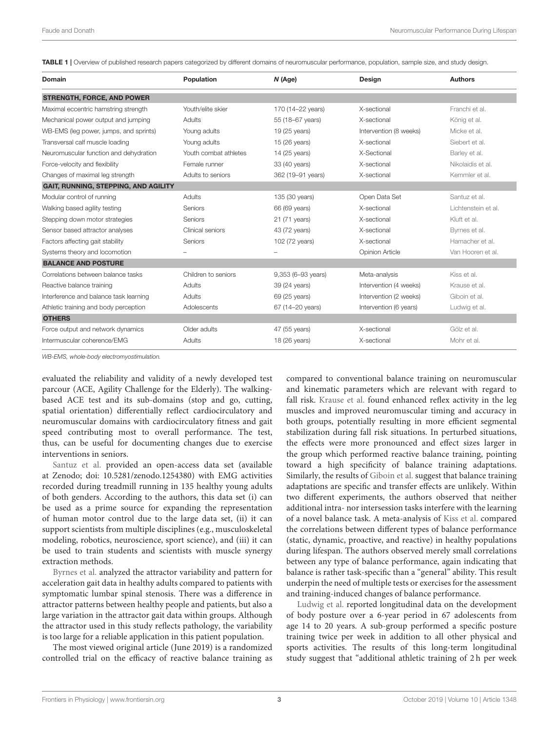**TABLE 1 |** Overview of published research papers categorized by different domains of neuromuscular performance, population, sample size, and study design.

| Domain | Population | *N* (Age) | Design | Authors |
|---|---|---|---|---|
| **STRENGTH, FORCE, AND POWER** | | | | |
| Maximal eccentric hamstring strength | Youth/elite skier | 170 (14–22 years) | X-sectional | Franchi et al. |
| Mechanical power output and jumping | Adults | 55 (18–67 years) | X-sectional | König et al. |
| WB-EMS (leg power, jumps, and sprints) | Young adults | 19 (25 years) | Intervention (8 weeks) | Micke et al. |
| Transversal calf muscle loading | Young adults | 15 (26 years) | X-sectional | Siebert et al. |
| Neuromuscular function and dehydration | Youth combat athletes | 14 (25 years) | X-Sectional | Barley et al. |
| Force-velocity and flexibility | Female runner | 33 (40 years) | X-sectional | Nikolaidis et al. |
| Changes of maximal leg strength | Adults to seniors | 362 (19–91 years) | X-sectional | Kemmler et al. |
| **GAIT, RUNNING, STEPPING, AND AGILITY** | | | | |
| Modular control of running | Adults | 135 (30 years) | Open Data Set | Santuz et al. |
| Walking based agility testing | Seniors | 66 (69 years) | X-sectional | Lichtenstein et al. |
| Stepping down motor strategies | Seniors | 21 (71 years) | X-sectional | Kluft et al. |
| Sensor based attractor analyses | Clinical seniors | 43 (72 years) | X-sectional | Byrnes et al. |
| Factors affecting gait stability | Seniors | 102 (72 years) | X-sectional | Hamacher et al. |
| Systems theory and locomotion | – | – | Opinion Article | Van Hooren et al. |
| **BALANCE AND POSTURE** | | | | |
| Correlations between balance tasks | Children to seniors | 9,353 (6–93 years) | Meta-analysis | Kiss et al. |
| Reactive balance training | Adults | 39 (24 years) | Intervention (4 weeks) | Krause et al. |
| Interference and balance task learning | Adults | 69 (25 years) | Intervention (2 weeks) | Giboin et al. |
| Athletic training and body perception | Adolescents | 67 (14–20 years) | Intervention (6 years) | Ludwig et al. |
| **OTHERS** | | | | |
| Force output and network dynamics | Older adults | 47 (55 years) | X-sectional | Gölz et al. |
| Intermuscular coherence/EMG | Adults | 18 (26 years) | X-sectional | Mohr et al. |

*WB-EMS, whole-body electromyostimulation.*

evaluated the reliability and validity of a newly developed test parcour (ACE, Agility Challenge for the Elderly). The walking-based ACE test and its sub-domains (stop and go, cutting, spatial orientation) differentially reflect cardiocirculatory and neuromuscular domains with cardiocirculatory fitness and gait speed contributing most to overall performance. The test, thus, can be useful for documenting changes due to exercise interventions in seniors.

Santuz et al. provided an open-access data set (available at Zenodo; doi: 10.5281/zenodo.1254380) with EMG activities recorded during treadmill running in 135 healthy young adults of both genders. According to the authors, this data set (i) can be used as a prime source for expanding the representation of human motor control due to the large data set, (ii) it can support scientists from multiple disciplines (e.g., musculoskeletal modeling, robotics, neuroscience, sport science), and (iii) it can be used to train students and scientists with muscle synergy extraction methods.

Byrnes et al. analyzed the attractor variability and pattern for acceleration gait data in healthy adults compared to patients with symptomatic lumbar spinal stenosis. There was a difference in attractor patterns between healthy people and patients, but also a large variation in the attractor gait data within groups. Although the attractor used in this study reflects pathology, the variability is too large for a reliable application in this patient population.

The most viewed original article (June 2019) is a randomized controlled trial on the efficacy of reactive balance training as compared to conventional balance training on neuromuscular and kinematic parameters which are relevant with regard to fall risk. Krause et al. found enhanced reflex activity in the leg muscles and improved neuromuscular timing and accuracy in both groups, potentially resulting in more efficient segmental stabilization during fall risk situations. In perturbed situations, the effects were more pronounced and effect sizes larger in the group which performed reactive balance training, pointing toward a high specificity of balance training adaptations. Similarly, the results of Giboin et al. suggest that balance training adaptations are specific and transfer effects are unlikely. Within two different experiments, the authors observed that neither additional intra- nor intersession tasks interfere with the learning of a novel balance task. A meta-analysis of Kiss et al. compared the correlations between different types of balance performance (static, dynamic, proactive, and reactive) in healthy populations during lifespan. The authors observed merely small correlations between any type of balance performance, again indicating that balance is rather task-specific than a "general" ability. This result underpin the need of multiple tests or exercises for the assessment and training-induced changes of balance performance.

Ludwig et al. reported longitudinal data on the development of body posture over a 6-year period in 67 adolescents from age 14 to 20 years. A sub-group performed a specific posture training twice per week in addition to all other physical and sports activities. The results of this long-term longitudinal study suggest that "additional athletic training of 2 h per week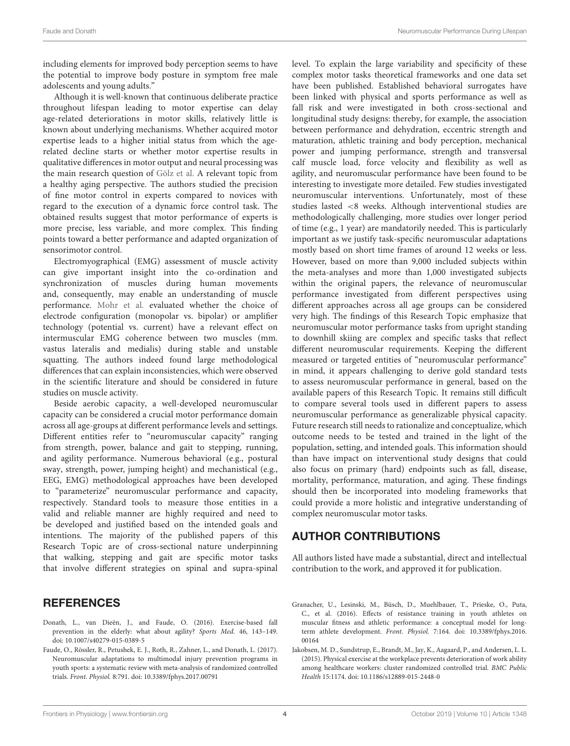including elements for improved body perception seems to have the potential to improve body posture in symptom free male adolescents and young adults."

Although it is well-known that continuous deliberate practice throughout lifespan leading to motor expertise can delay age-related deteriorations in motor skills, relatively little is known about underlying mechanisms. Whether acquired motor expertise leads to a higher initial status from which the age-related decline starts or whether motor expertise results in qualitative differences in motor output and neural processing was the main research question of Gölz et al. A relevant topic from a healthy aging perspective. The authors studied the precision of fine motor control in experts compared to novices with regard to the execution of a dynamic force control task. The obtained results suggest that motor performance of experts is more precise, less variable, and more complex. This finding points toward a better performance and adapted organization of sensorimotor control.

Electromyographical (EMG) assessment of muscle activity can give important insight into the co-ordination and synchronization of muscles during human movements and, consequently, may enable an understanding of muscle performance. Mohr et al. evaluated whether the choice of electrode configuration (monopolar vs. bipolar) or amplifier technology (potential vs. current) have a relevant effect on intermuscular EMG coherence between two muscles (mm. vastus lateralis and medialis) during stable and unstable squatting. The authors indeed found large methodological differences that can explain inconsistencies, which were observed in the scientific literature and should be considered in future studies on muscle activity.

Beside aerobic capacity, a well-developed neuromuscular capacity can be considered a crucial motor performance domain across all age-groups at different performance levels and settings. Different entities refer to "neuromuscular capacity" ranging from strength, power, balance and gait to stepping, running, and agility performance. Numerous behavioral (e.g., postural sway, strength, power, jumping height) and mechanistical (e.g., EEG, EMG) methodological approaches have been developed to "parameterize" neuromuscular performance and capacity, respectively. Standard tools to measure those entities in a valid and reliable manner are highly required and need to be developed and justified based on the intended goals and intentions. The majority of the published papers of this Research Topic are of cross-sectional nature underpinning that walking, stepping and gait are specific motor tasks that involve different strategies on spinal and supra-spinal level. To explain the large variability and specificity of these complex motor tasks theoretical frameworks and one data set have been published. Established behavioral surrogates have been linked with physical and sports performance as well as fall risk and were investigated in both cross-sectional and longitudinal study designs: thereby, for example, the association between performance and dehydration, eccentric strength and maturation, athletic training and body perception, mechanical power and jumping performance, strength and transversal calf muscle load, force velocity and flexibility as well as agility, and neuromuscular performance have been found to be interesting to investigate more detailed. Few studies investigated neuromuscular interventions. Unfortunately, most of these studies lasted <8 weeks. Although interventional studies are methodologically challenging, more studies over longer period of time (e.g., 1 year) are mandatorily needed. This is particularly important as we justify task-specific neuromuscular adaptations mostly based on short time frames of around 12 weeks or less. However, based on more than 9,000 included subjects within the meta-analyses and more than 1,000 investigated subjects within the original papers, the relevance of neuromuscular performance investigated from different perspectives using different approaches across all age groups can be considered very high. The findings of this Research Topic emphasize that neuromuscular motor performance tasks from upright standing to downhill skiing are complex and specific tasks that reflect different neuromuscular requirements. Keeping the different measured or targeted entities of "neuromuscular performance" in mind, it appears challenging to derive gold standard tests to assess neuromuscular performance in general, based on the available papers of this Research Topic. It remains still difficult to compare several tools used in different papers to assess neuromuscular performance as generalizable physical capacity. Future research still needs to rationalize and conceptualize, which outcome needs to be tested and trained in the light of the population, setting, and intended goals. This information should than have impact on interventional study designs that could also focus on primary (hard) endpoints such as fall, disease, mortality, performance, maturation, and aging. These findings should then be incorporated into modeling frameworks that could provide a more holistic and integrative understanding of complex neuromuscular motor tasks.

## AUTHOR CONTRIBUTIONS

All authors listed have made a substantial, direct and intellectual contribution to the work, and approved it for publication.

## REFERENCES

Donath, L., van Dieën, J., and Faude, O. (2016). Exercise-based fall prevention in the elderly: what about agility? *Sports Med.* 46, 143–149. doi: 10.1007/s40279-015-0389-5

Faude, O., Rössler, R., Petushek, E. J., Roth, R., Zahner, L., and Donath, L. (2017). Neuromuscular adaptations to multimodal injury prevention programs in youth sports: a systematic review with meta-analysis of randomized controlled trials. *Front. Physiol.* 8:791. doi: 10.3389/fphys.2017.00791

Granacher, U., Lesinski, M., Büsch, D., Muehlbauer, T., Prieske, O., Puta, C., et al. (2016). Effects of resistance training in youth athletes on muscular fitness and athletic performance: a conceptual model for long-term athlete development. *Front. Physiol.* 7:164. doi: 10.3389/fphys.2016.00164

Jakobsen, M. D., Sundstrup, E., Brandt, M., Jay, K., Aagaard, P., and Andersen, L. L. (2015). Physical exercise at the workplace prevents deterioration of work ability among healthcare workers: cluster randomized controlled trial. *BMC Public Health* 15:1174. doi: 10.1186/s12889-015-2448-0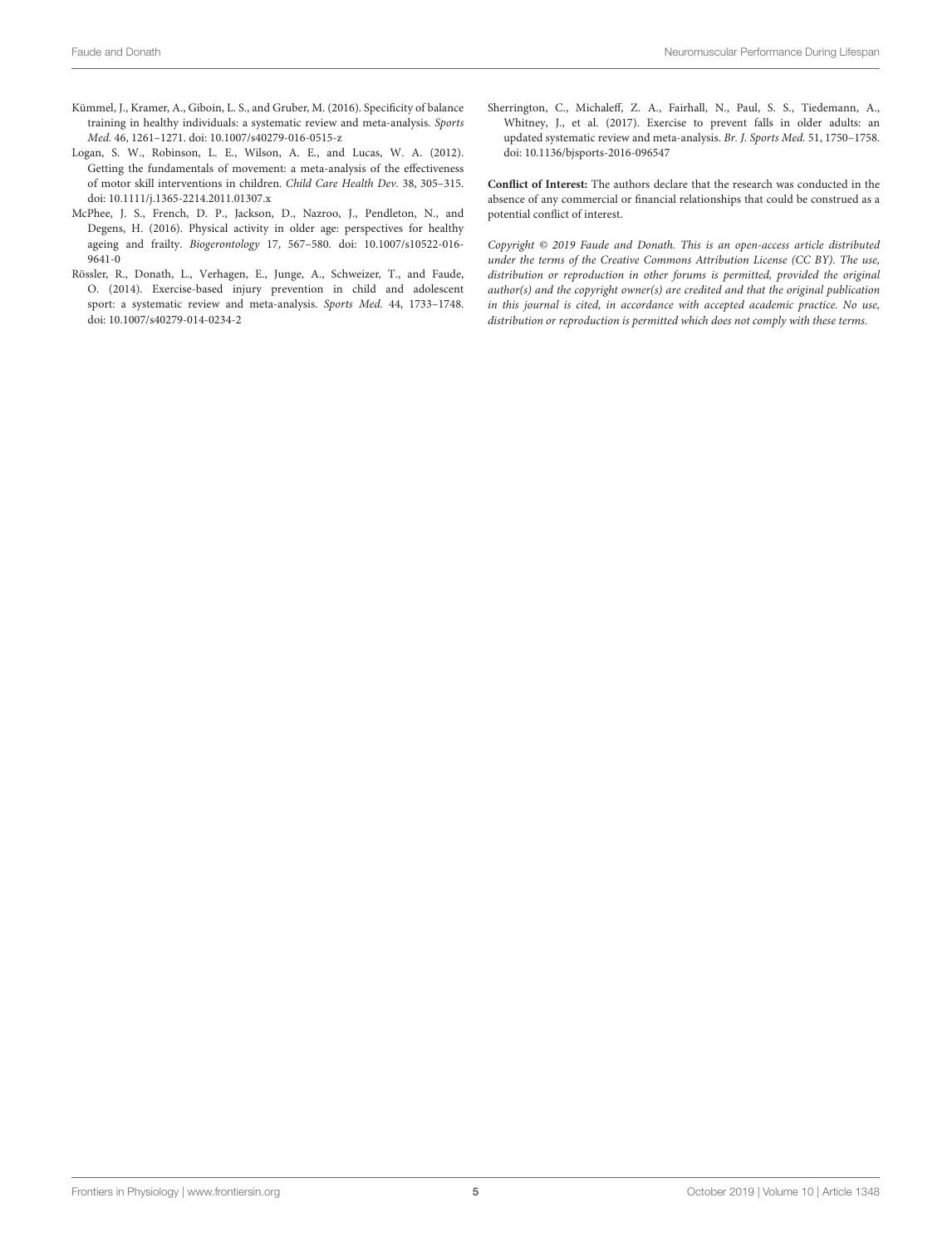Kümmel, J., Kramer, A., Giboin, L. S., and Gruber, M. (2016). Specificity of balance training in healthy individuals: a systematic review and meta-analysis. *Sports Med.* 46, 1261–1271. doi: 10.1007/s40279-016-0515-z

Logan, S. W., Robinson, L. E., Wilson, A. E., and Lucas, W. A. (2012). Getting the fundamentals of movement: a meta-analysis of the effectiveness of motor skill interventions in children. *Child Care Health Dev.* 38, 305–315. doi: 10.1111/j.1365-2214.2011.01307.x

McPhee, J. S., French, D. P., Jackson, D., Nazroo, J., Pendleton, N., and Degens, H. (2016). Physical activity in older age: perspectives for healthy ageing and frailty. *Biogerontology* 17, 567–580. doi: 10.1007/s10522-016-9641-0

Rössler, R., Donath, L., Verhagen, E., Junge, A., Schweizer, T., and Faude, O. (2014). Exercise-based injury prevention in child and adolescent sport: a systematic review and meta-analysis. *Sports Med.* 44, 1733–1748. doi: 10.1007/s40279-014-0234-2

Sherrington, C., Michaleff, Z. A., Fairhall, N., Paul, S. S., Tiedemann, A., Whitney, J., et al. (2017). Exercise to prevent falls in older adults: an updated systematic review and meta-analysis. *Br. J. Sports Med.* 51, 1750–1758. doi: 10.1136/bjsports-2016-096547

**Conflict of Interest:** The authors declare that the research was conducted in the absence of any commercial or financial relationships that could be construed as a potential conflict of interest.

*Copyright © 2019 Faude and Donath. This is an open-access article distributed under the terms of the Creative Commons Attribution License (CC BY). The use, distribution or reproduction in other forums is permitted, provided the original author(s) and the copyright owner(s) are credited and that the original publication in this journal is cited, in accordance with accepted academic practice. No use, distribution or reproduction is permitted which does not comply with these terms.*